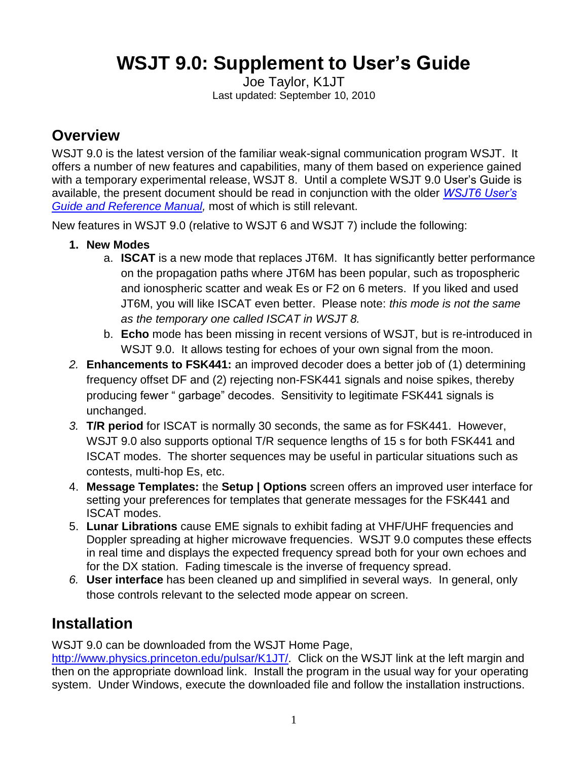# WSJT 9.0: Supplement to User's Guide

Joe Taylor, K1JT

Last updated: September 10, 2010

## Overview

WSJT 9.0 is the latest version of the familiar weak-signal communication program WSJT. It offers a number of new features and capabilities, many of them based on experience gained with a temporary experimental release, WSJT 8. Until a complete WSJT 9.0 User's Guide is available, the present document should be read in conjunction with the older *WSJT6 User's Guide and Reference Manual,* most of which is still relevant.

New features in WSJT 9.0 (relative to WSJT 6 and WSJT 7) include the following:

1. **New Modes**
   a. **ISCAT** is a new mode that replaces JT6M. It has significantly better performance on the propagation paths where JT6M has been popular, such as tropospheric and ionospheric scatter and weak Es or F2 on 6 meters. If you liked and used JT6M, you will like ISCAT even better. Please note: *this mode is not the same as the temporary one called ISCAT in WSJT 8.*
   b. **Echo** mode has been missing in recent versions of WSJT, but is re-introduced in WSJT 9.0. It allows testing for echoes of your own signal from the moon.
2. **Enhancements to FSK441:** an improved decoder does a better job of (1) determining frequency offset DF and (2) rejecting non-FSK441 signals and noise spikes, thereby producing fewer " garbage" decodes. Sensitivity to legitimate FSK441 signals is unchanged.
3. **T/R period** for ISCAT is normally 30 seconds, the same as for FSK441. However, WSJT 9.0 also supports optional T/R sequence lengths of 15 s for both FSK441 and ISCAT modes. The shorter sequences may be useful in particular situations such as contests, multi-hop Es, etc.
4. **Message Templates:** the **Setup | Options** screen offers an improved user interface for setting your preferences for templates that generate messages for the FSK441 and ISCAT modes.
5. **Lunar Librations** cause EME signals to exhibit fading at VHF/UHF frequencies and Doppler spreading at higher microwave frequencies. WSJT 9.0 computes these effects in real time and displays the expected frequency spread both for your own echoes and for the DX station. Fading timescale is the inverse of frequency spread.
6. **User interface** has been cleaned up and simplified in several ways. In general, only those controls relevant to the selected mode appear on screen.

## Installation

WSJT 9.0 can be downloaded from the WSJT Home Page, http://www.physics.princeton.edu/pulsar/K1JT/. Click on the WSJT link at the left margin and then on the appropriate download link. Install the program in the usual way for your operating system. Under Windows, execute the downloaded file and follow the installation instructions.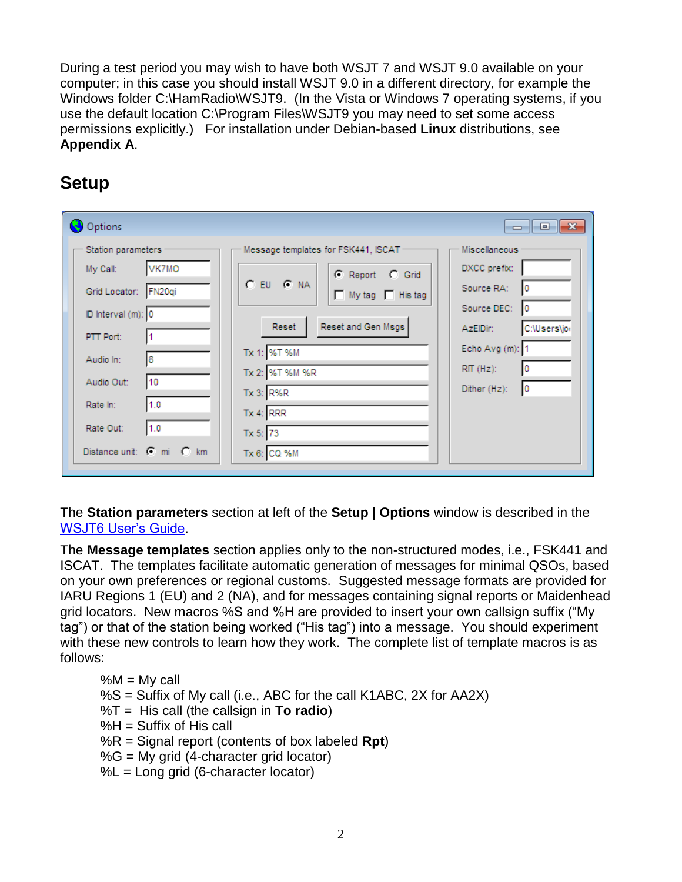During a test period you may wish to have both WSJT 7 and WSJT 9.0 available on your computer; in this case you should install WSJT 9.0 in a different directory, for example the Windows folder C:\HamRadio\WSJT9. (In the Vista or Windows 7 operating systems, if you use the default location C:\Program Files\WSJT9 you may need to set some access permissions explicitly.) For installation under Debian-based **Linux** distributions, see **Appendix A**.

## Setup

The **Station parameters** section at left of the **Setup | Options** window is described in the WSJT6 User's Guide.

The **Message templates** section applies only to the non-structured modes, i.e., FSK441 and ISCAT. The templates facilitate automatic generation of messages for minimal QSOs, based on your own preferences or regional customs. Suggested message formats are provided for IARU Regions 1 (EU) and 2 (NA), and for messages containing signal reports or Maidenhead grid locators. New macros %S and %H are provided to insert your own callsign suffix ("My tag") or that of the station being worked ("His tag") into a message. You should experiment with these new controls to learn how they work. The complete list of template macros is as follows:

%M = My call
%S = Suffix of My call (i.e., ABC for the call K1ABC, 2X for AA2X)
%T = His call (the callsign in **To radio**)
%H = Suffix of His call
%R = Signal report (contents of box labeled **Rpt**)
%G = My grid (4-character grid locator)
%L = Long grid (6-character locator)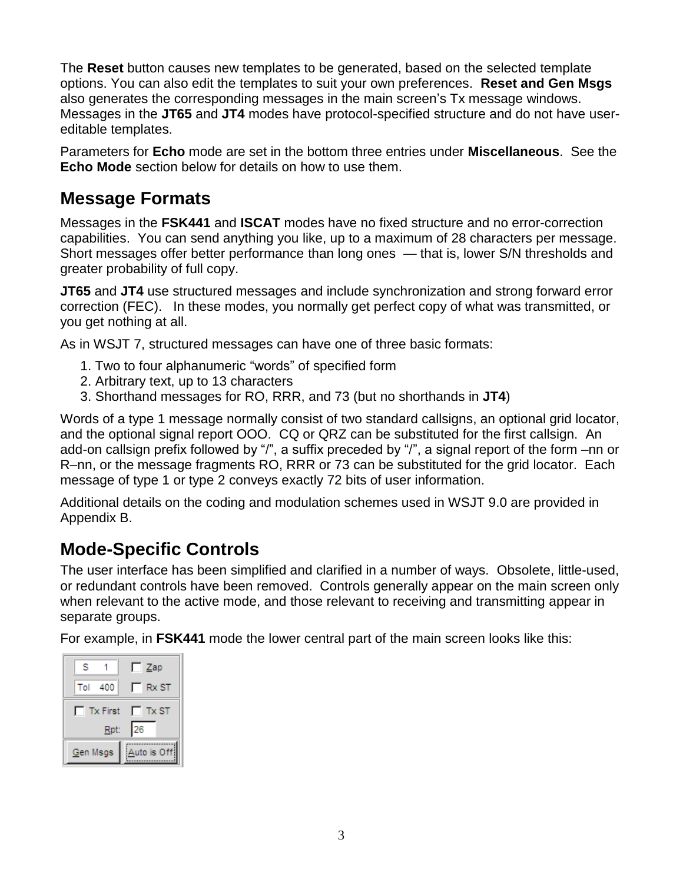The **Reset** button causes new templates to be generated, based on the selected template options. You can also edit the templates to suit your own preferences. **Reset and Gen Msgs** also generates the corresponding messages in the main screen's Tx message windows. Messages in the **JT65** and **JT4** modes have protocol-specified structure and do not have user-editable templates.

Parameters for **Echo** mode are set in the bottom three entries under **Miscellaneous**. See the **Echo Mode** section below for details on how to use them.

## Message Formats

Messages in the **FSK441** and **ISCAT** modes have no fixed structure and no error-correction capabilities. You can send anything you like, up to a maximum of 28 characters per message. Short messages offer better performance than long ones — that is, lower S/N thresholds and greater probability of full copy.

**JT65** and **JT4** use structured messages and include synchronization and strong forward error correction (FEC). In these modes, you normally get perfect copy of what was transmitted, or you get nothing at all.

As in WSJT 7, structured messages can have one of three basic formats:

1. Two to four alphanumeric "words" of specified form
2. Arbitrary text, up to 13 characters
3. Shorthand messages for RO, RRR, and 73 (but no shorthands in **JT4**)

Words of a type 1 message normally consist of two standard callsigns, an optional grid locator, and the optional signal report OOO. CQ or QRZ can be substituted for the first callsign. An add-on callsign prefix followed by "/", a suffix preceded by "/", a signal report of the form –nn or R–nn, or the message fragments RO, RRR or 73 can be substituted for the grid locator. Each message of type 1 or type 2 conveys exactly 72 bits of user information.

Additional details on the coding and modulation schemes used in WSJT 9.0 are provided in Appendix B.

## Mode-Specific Controls

The user interface has been simplified and clarified in a number of ways. Obsolete, little-used, or redundant controls have been removed. Controls generally appear on the main screen only when relevant to the active mode, and those relevant to receiving and transmitting appear in separate groups.

For example, in **FSK441** mode the lower central part of the main screen looks like this: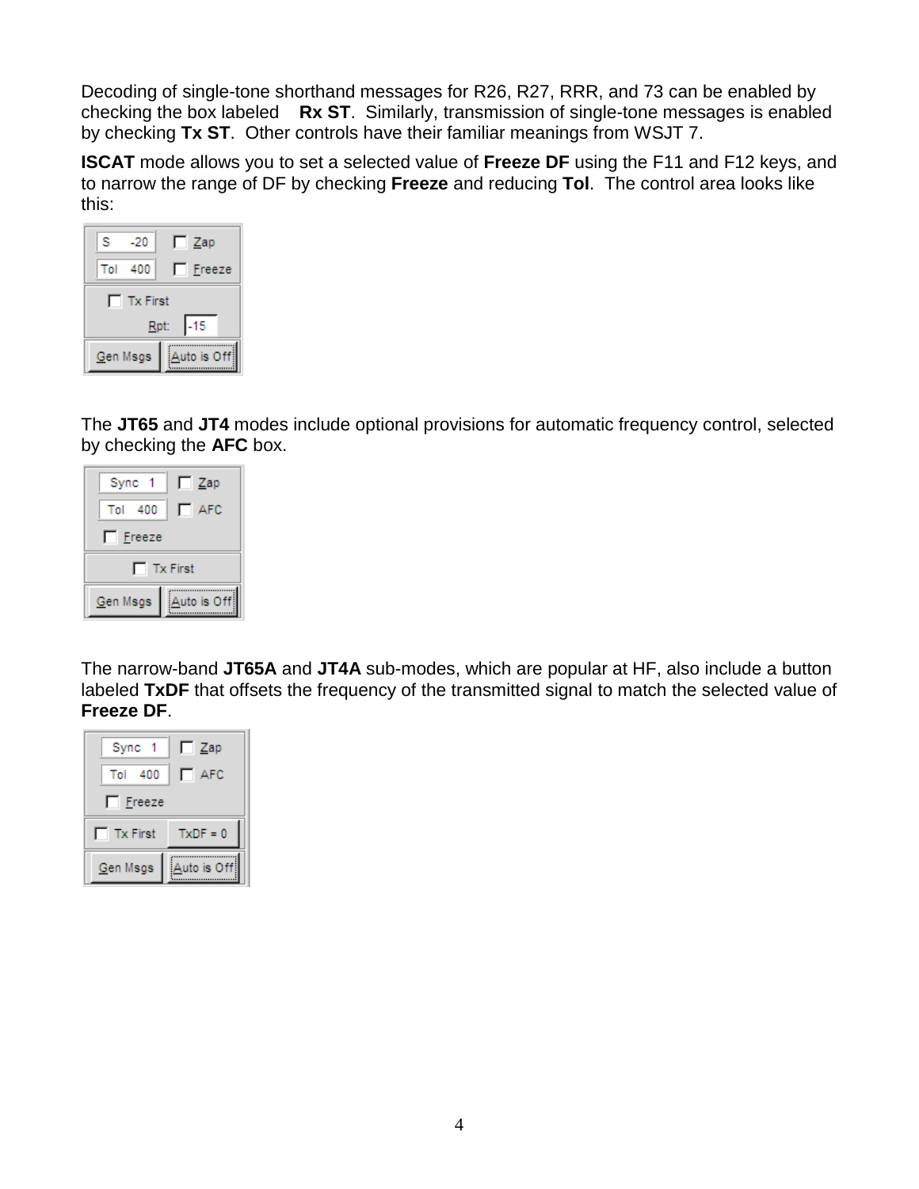Decoding of single-tone shorthand messages for R26, R27, RRR, and 73 can be enabled by checking the box labeled **Rx ST**. Similarly, transmission of single-tone messages is enabled by checking **Tx ST**. Other controls have their familiar meanings from WSJT 7.

**ISCAT** mode allows you to set a selected value of **Freeze DF** using the F11 and F12 keys, and to narrow the range of DF by checking **Freeze** and reducing **Tol**. The control area looks like this:

The **JT65** and **JT4** modes include optional provisions for automatic frequency control, selected by checking the **AFC** box.

The narrow-band **JT65A** and **JT4A** sub-modes, which are popular at HF, also include a button labeled **TxDF** that offsets the frequency of the transmitted signal to match the selected value of **Freeze DF**.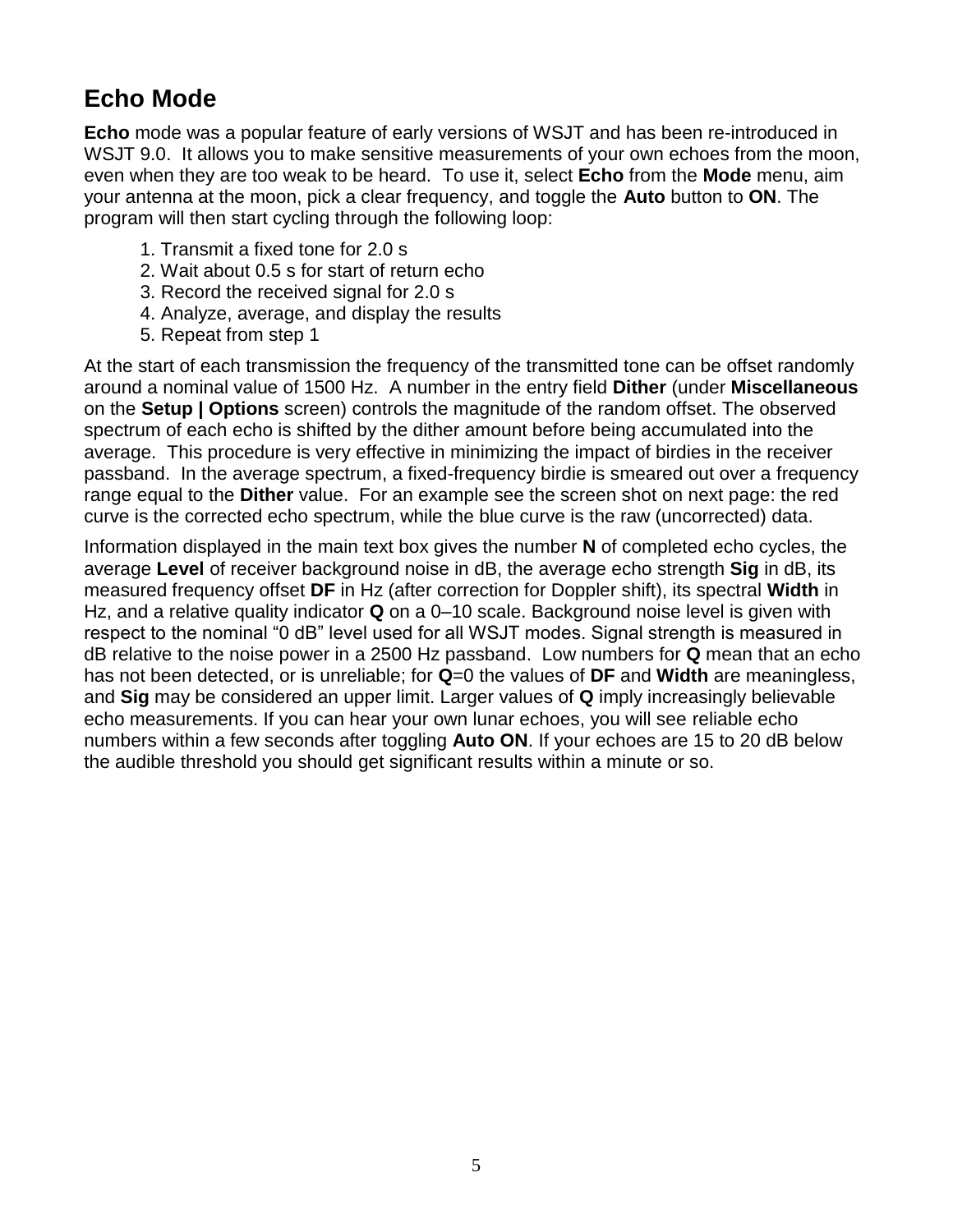## Echo Mode

**Echo** mode was a popular feature of early versions of WSJT and has been re-introduced in WSJT 9.0. It allows you to make sensitive measurements of your own echoes from the moon, even when they are too weak to be heard. To use it, select **Echo** from the **Mode** menu, aim your antenna at the moon, pick a clear frequency, and toggle the **Auto** button to **ON**. The program will then start cycling through the following loop:

1. Transmit a fixed tone for 2.0 s
2. Wait about 0.5 s for start of return echo
3. Record the received signal for 2.0 s
4. Analyze, average, and display the results
5. Repeat from step 1

At the start of each transmission the frequency of the transmitted tone can be offset randomly around a nominal value of 1500 Hz. A number in the entry field **Dither** (under **Miscellaneous** on the **Setup | Options** screen) controls the magnitude of the random offset. The observed spectrum of each echo is shifted by the dither amount before being accumulated into the average. This procedure is very effective in minimizing the impact of birdies in the receiver passband. In the average spectrum, a fixed-frequency birdie is smeared out over a frequency range equal to the **Dither** value. For an example see the screen shot on next page: the red curve is the corrected echo spectrum, while the blue curve is the raw (uncorrected) data.

Information displayed in the main text box gives the number **N** of completed echo cycles, the average **Level** of receiver background noise in dB, the average echo strength **Sig** in dB, its measured frequency offset **DF** in Hz (after correction for Doppler shift), its spectral **Width** in Hz, and a relative quality indicator **Q** on a 0–10 scale. Background noise level is given with respect to the nominal "0 dB" level used for all WSJT modes. Signal strength is measured in dB relative to the noise power in a 2500 Hz passband. Low numbers for **Q** mean that an echo has not been detected, or is unreliable; for **Q**=0 the values of **DF** and **Width** are meaningless, and **Sig** may be considered an upper limit. Larger values of **Q** imply increasingly believable echo measurements. If you can hear your own lunar echoes, you will see reliable echo numbers within a few seconds after toggling **Auto ON**. If your echoes are 15 to 20 dB below the audible threshold you should get significant results within a minute or so.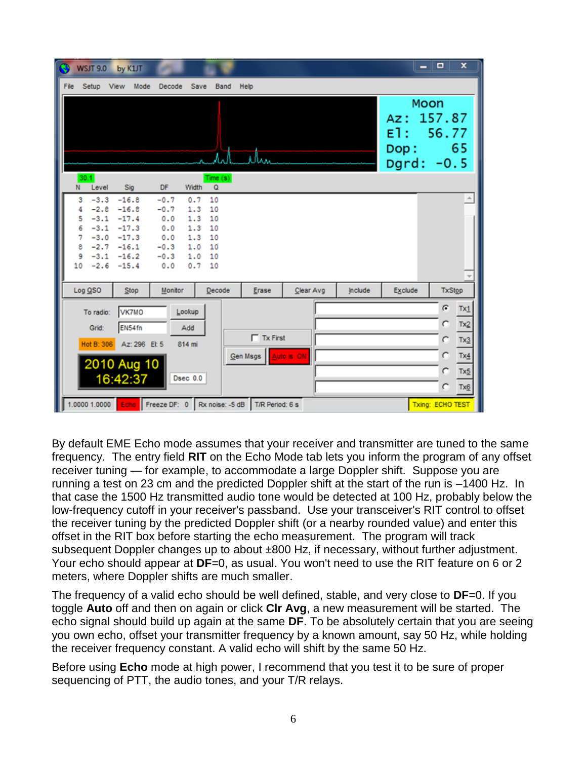By default EME Echo mode assumes that your receiver and transmitter are tuned to the same frequency. The entry field **RIT** on the Echo Mode tab lets you inform the program of any offset receiver tuning — for example, to accommodate a large Doppler shift. Suppose you are running a test on 23 cm and the predicted Doppler shift at the start of the run is –1400 Hz. In that case the 1500 Hz transmitted audio tone would be detected at 100 Hz, probably below the low-frequency cutoff in your receiver's passband. Use your transceiver's RIT control to offset the receiver tuning by the predicted Doppler shift (or a nearby rounded value) and enter this offset in the RIT box before starting the echo measurement. The program will track subsequent Doppler changes up to about ±800 Hz, if necessary, without further adjustment. Your echo should appear at **DF**=0, as usual. You won't need to use the RIT feature on 6 or 2 meters, where Doppler shifts are much smaller.

The frequency of a valid echo should be well defined, stable, and very close to **DF**=0. If you toggle **Auto** off and then on again or click **Clr Avg**, a new measurement will be started. The echo signal should build up again at the same **DF**. To be absolutely certain that you are seeing you own echo, offset your transmitter frequency by a known amount, say 50 Hz, while holding the receiver frequency constant. A valid echo will shift by the same 50 Hz.

Before using **Echo** mode at high power, I recommend that you test it to be sure of proper sequencing of PTT, the audio tones, and your T/R relays.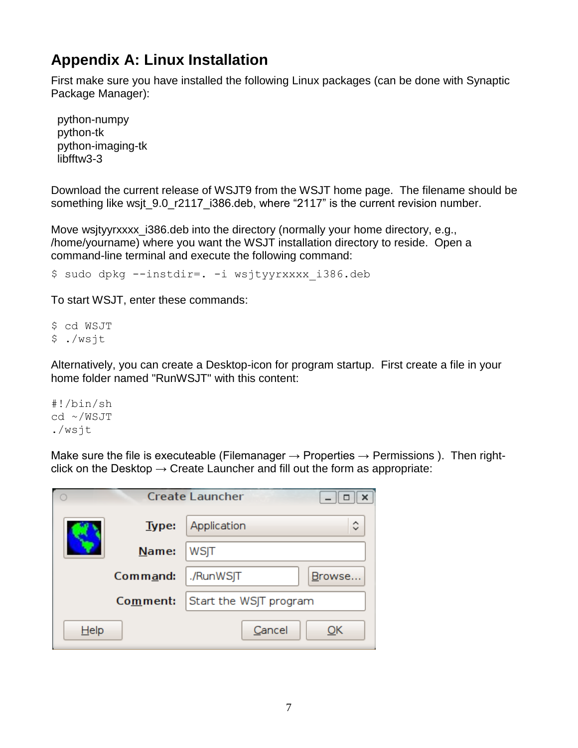## Appendix A: Linux Installation

First make sure you have installed the following Linux packages (can be done with Synaptic Package Manager):

python-numpy
python-tk
python-imaging-tk
libfftw3-3

Download the current release of WSJT9 from the WSJT home page. The filename should be something like wsjt_9.0_r2117_i386.deb, where "2117" is the current revision number.

Move wsjtyyrxxxx_i386.deb into the directory (normally your home directory, e.g., /home/yourname) where you want the WSJT installation directory to reside. Open a command-line terminal and execute the following command:

```
$ sudo dpkg --instdir=. -i wsjtyyrxxxx_i386.deb
```

To start WSJT, enter these commands:

```
$ cd WSJT
$ ./wsjt
```

Alternatively, you can create a Desktop-icon for program startup. First create a file in your home folder named "RunWSJT" with this content:

```
#!/bin/sh
cd ~/WSJT
./wsjt
```

Make sure the file is executeable (Filemanager → Properties → Permissions ). Then right-click on the Desktop → Create Launcher and fill out the form as appropriate: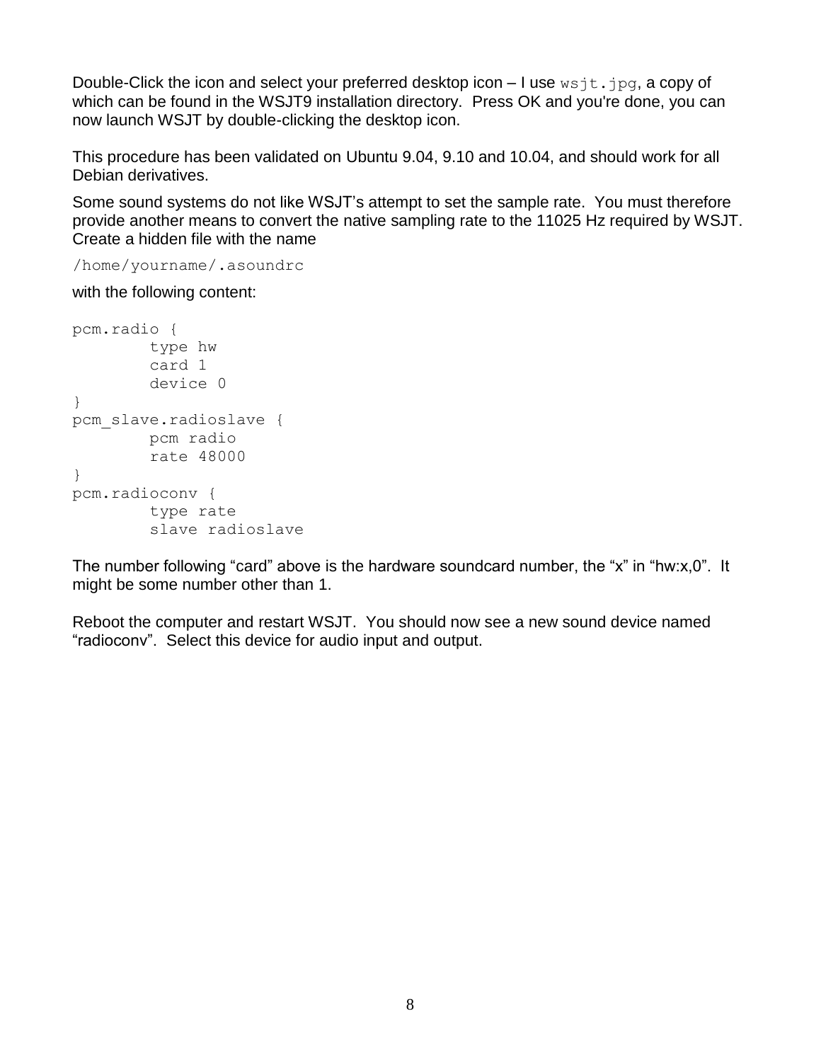Double-Click the icon and select your preferred desktop icon – I use `wsjt.jpg`, a copy of which can be found in the WSJT9 installation directory. Press OK and you're done, you can now launch WSJT by double-clicking the desktop icon.

This procedure has been validated on Ubuntu 9.04, 9.10 and 10.04, and should work for all Debian derivatives.

Some sound systems do not like WSJT's attempt to set the sample rate. You must therefore provide another means to convert the native sampling rate to the 11025 Hz required by WSJT. Create a hidden file with the name

```
/home/yourname/.asoundrc
```

with the following content:

```
pcm.radio {
        type hw
        card 1
        device 0
}
pcm_slave.radioslave {
        pcm radio
        rate 48000
}
pcm.radioconv {
        type rate
        slave radioslave
```

The number following "card" above is the hardware soundcard number, the "x" in "hw:x,0". It might be some number other than 1.

Reboot the computer and restart WSJT. You should now see a new sound device named "radioconv". Select this device for audio input and output.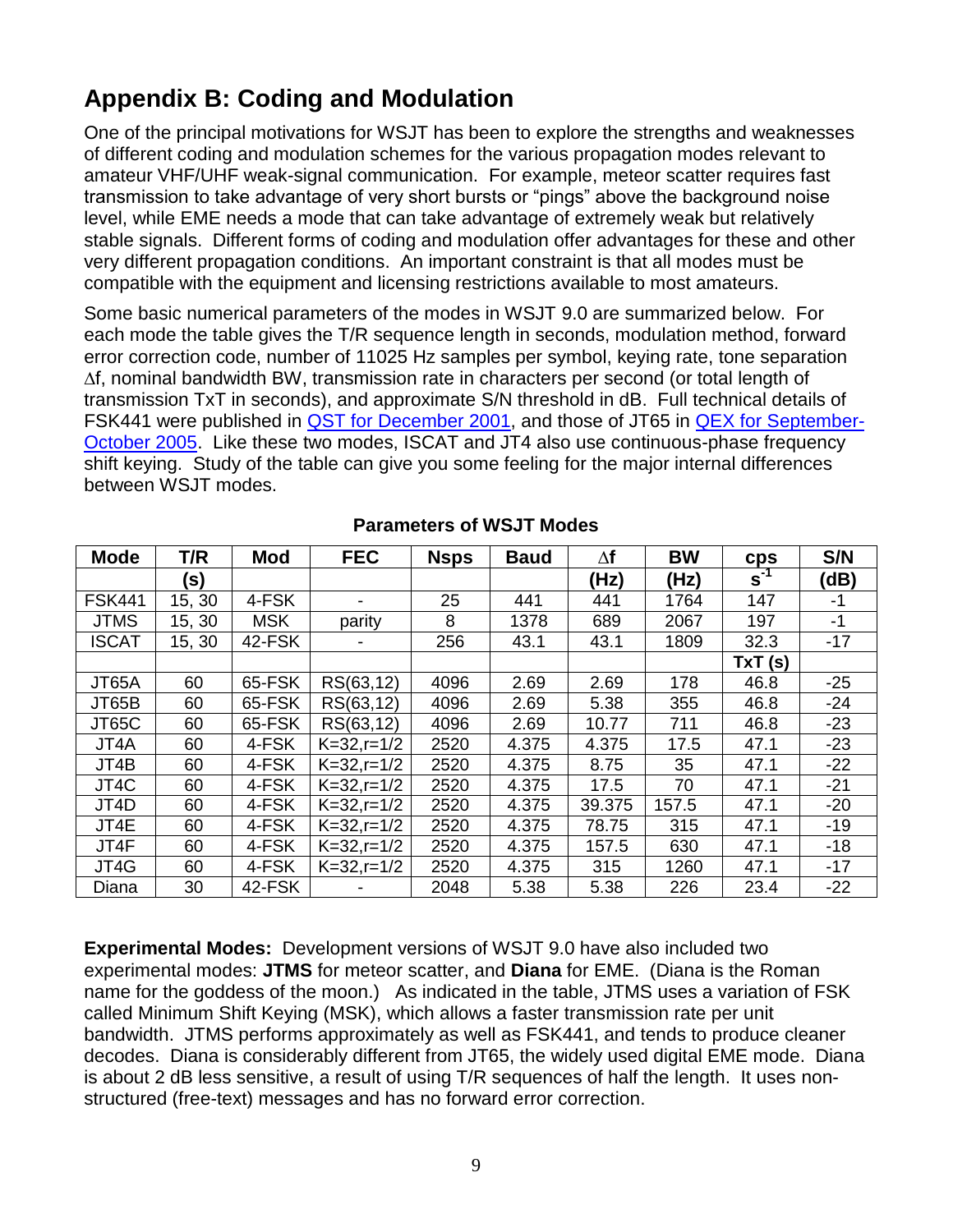## Appendix B: Coding and Modulation

One of the principal motivations for WSJT has been to explore the strengths and weaknesses of different coding and modulation schemes for the various propagation modes relevant to amateur VHF/UHF weak-signal communication. For example, meteor scatter requires fast transmission to take advantage of very short bursts or "pings" above the background noise level, while EME needs a mode that can take advantage of extremely weak but relatively stable signals. Different forms of coding and modulation offer advantages for these and other very different propagation conditions. An important constraint is that all modes must be compatible with the equipment and licensing restrictions available to most amateurs.

Some basic numerical parameters of the modes in WSJT 9.0 are summarized below. For each mode the table gives the T/R sequence length in seconds, modulation method, forward error correction code, number of 11025 Hz samples per symbol, keying rate, tone separation ∆f, nominal bandwidth BW, transmission rate in characters per second (or total length of transmission TxT in seconds), and approximate S/N threshold in dB. Full technical details of FSK441 were published in QST for December 2001, and those of JT65 in QEX for September-October 2005. Like these two modes, ISCAT and JT4 also use continuous-phase frequency shift keying. Study of the table can give you some feeling for the major internal differences between WSJT modes.

**Parameters of WSJT Modes**

| Mode | T/R | Mod | FEC | Nsps | Baud | ∆f | BW | cps | S/N |
|---|---|---|---|---|---|---|---|---|---|
| | (s) | | | | | (Hz) | (Hz) | $s^{-1}$ | (dB) |
| FSK441 | 15, 30 | 4-FSK | - | 25 | 441 | 441 | 1764 | 147 | -1 |
| JTMS | 15, 30 | MSK | parity | 8 | 1378 | 689 | 2067 | 197 | -1 |
| ISCAT | 15, 30 | 42-FSK | - | 256 | 43.1 | 43.1 | 1809 | 32.3 | -17 |
| | | | | | | | | TxT (s) | |
| JT65A | 60 | 65-FSK | RS(63,12) | 4096 | 2.69 | 2.69 | 178 | 46.8 | -25 |
| JT65B | 60 | 65-FSK | RS(63,12) | 4096 | 2.69 | 5.38 | 355 | 46.8 | -24 |
| JT65C | 60 | 65-FSK | RS(63,12) | 4096 | 2.69 | 10.77 | 711 | 46.8 | -23 |
| JT4A | 60 | 4-FSK | K=32,r=1/2 | 2520 | 4.375 | 4.375 | 17.5 | 47.1 | -23 |
| JT4B | 60 | 4-FSK | K=32,r=1/2 | 2520 | 4.375 | 8.75 | 35 | 47.1 | -22 |
| JT4C | 60 | 4-FSK | K=32,r=1/2 | 2520 | 4.375 | 17.5 | 70 | 47.1 | -21 |
| JT4D | 60 | 4-FSK | K=32,r=1/2 | 2520 | 4.375 | 39.375 | 157.5 | 47.1 | -20 |
| JT4E | 60 | 4-FSK | K=32,r=1/2 | 2520 | 4.375 | 78.75 | 315 | 47.1 | -19 |
| JT4F | 60 | 4-FSK | K=32,r=1/2 | 2520 | 4.375 | 157.5 | 630 | 47.1 | -18 |
| JT4G | 60 | 4-FSK | K=32,r=1/2 | 2520 | 4.375 | 315 | 1260 | 47.1 | -17 |
| Diana | 30 | 42-FSK | - | 2048 | 5.38 | 5.38 | 226 | 23.4 | -22 |

**Experimental Modes:** Development versions of WSJT 9.0 have also included two experimental modes: **JTMS** for meteor scatter, and **Diana** for EME. (Diana is the Roman name for the goddess of the moon.) As indicated in the table, JTMS uses a variation of FSK called Minimum Shift Keying (MSK), which allows a faster transmission rate per unit bandwidth. JTMS performs approximately as well as FSK441, and tends to produce cleaner decodes. Diana is considerably different from JT65, the widely used digital EME mode. Diana is about 2 dB less sensitive, a result of using T/R sequences of half the length. It uses non-structured (free-text) messages and has no forward error correction.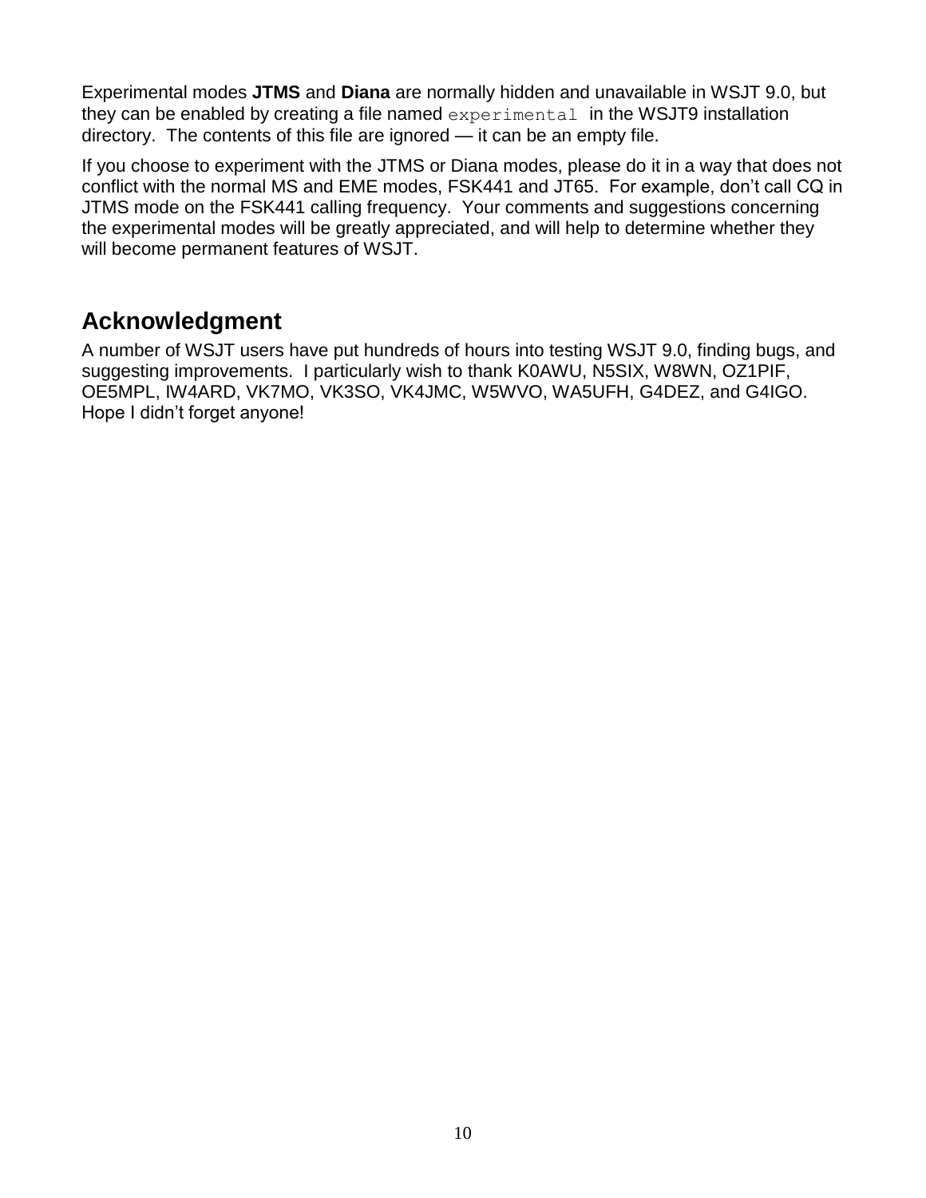Experimental modes **JTMS** and **Diana** are normally hidden and unavailable in WSJT 9.0, but they can be enabled by creating a file named `experimental` in the WSJT9 installation directory. The contents of this file are ignored — it can be an empty file.

If you choose to experiment with the JTMS or Diana modes, please do it in a way that does not conflict with the normal MS and EME modes, FSK441 and JT65. For example, don't call CQ in JTMS mode on the FSK441 calling frequency. Your comments and suggestions concerning the experimental modes will be greatly appreciated, and will help to determine whether they will become permanent features of WSJT.

## Acknowledgment

A number of WSJT users have put hundreds of hours into testing WSJT 9.0, finding bugs, and suggesting improvements. I particularly wish to thank K0AWU, N5SIX, W8WN, OZ1PIF, OE5MPL, IW4ARD, VK7MO, VK3SO, VK4JMC, W5WVO, WA5UFH, G4DEZ, and G4IGO. Hope I didn't forget anyone!